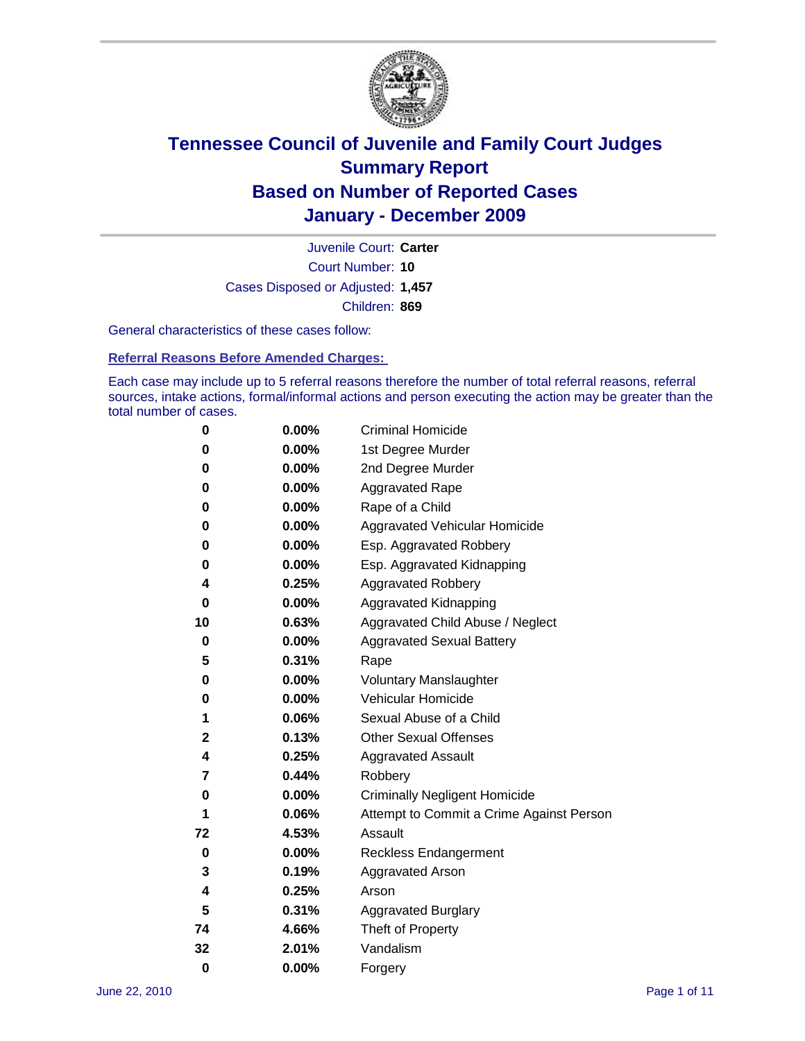# Tennessee Council of Juvenile and Family Court Judges
## Summary Report
## Based on Number of Reported Cases
## January - December 2009

Juvenile Court: **Carter**

Court Number: **10**

Cases Disposed or Adjusted: **1,457**

Children: **869**

General characteristics of these cases follow:

### Referral Reasons Before Amended Charges:

Each case may include up to 5 referral reasons therefore the number of total referral reasons, referral sources, intake actions, formal/informal actions and person executing the action may be greater than the total number of cases.

| | | |
|---|---|---|
| 0 | 0.00% | Criminal Homicide |
| 0 | 0.00% | 1st Degree Murder |
| 0 | 0.00% | 2nd Degree Murder |
| 0 | 0.00% | Aggravated Rape |
| 0 | 0.00% | Rape of a Child |
| 0 | 0.00% | Aggravated Vehicular Homicide |
| 0 | 0.00% | Esp. Aggravated Robbery |
| 0 | 0.00% | Esp. Aggravated Kidnapping |
| 4 | 0.25% | Aggravated Robbery |
| 0 | 0.00% | Aggravated Kidnapping |
| 10 | 0.63% | Aggravated Child Abuse / Neglect |
| 0 | 0.00% | Aggravated Sexual Battery |
| 5 | 0.31% | Rape |
| 0 | 0.00% | Voluntary Manslaughter |
| 0 | 0.00% | Vehicular Homicide |
| 1 | 0.06% | Sexual Abuse of a Child |
| 2 | 0.13% | Other Sexual Offenses |
| 4 | 0.25% | Aggravated Assault |
| 7 | 0.44% | Robbery |
| 0 | 0.00% | Criminally Negligent Homicide |
| 1 | 0.06% | Attempt to Commit a Crime Against Person |
| 72 | 4.53% | Assault |
| 0 | 0.00% | Reckless Endangerment |
| 3 | 0.19% | Aggravated Arson |
| 4 | 0.25% | Arson |
| 5 | 0.31% | Aggravated Burglary |
| 74 | 4.66% | Theft of Property |
| 32 | 2.01% | Vandalism |
| 0 | 0.00% | Forgery |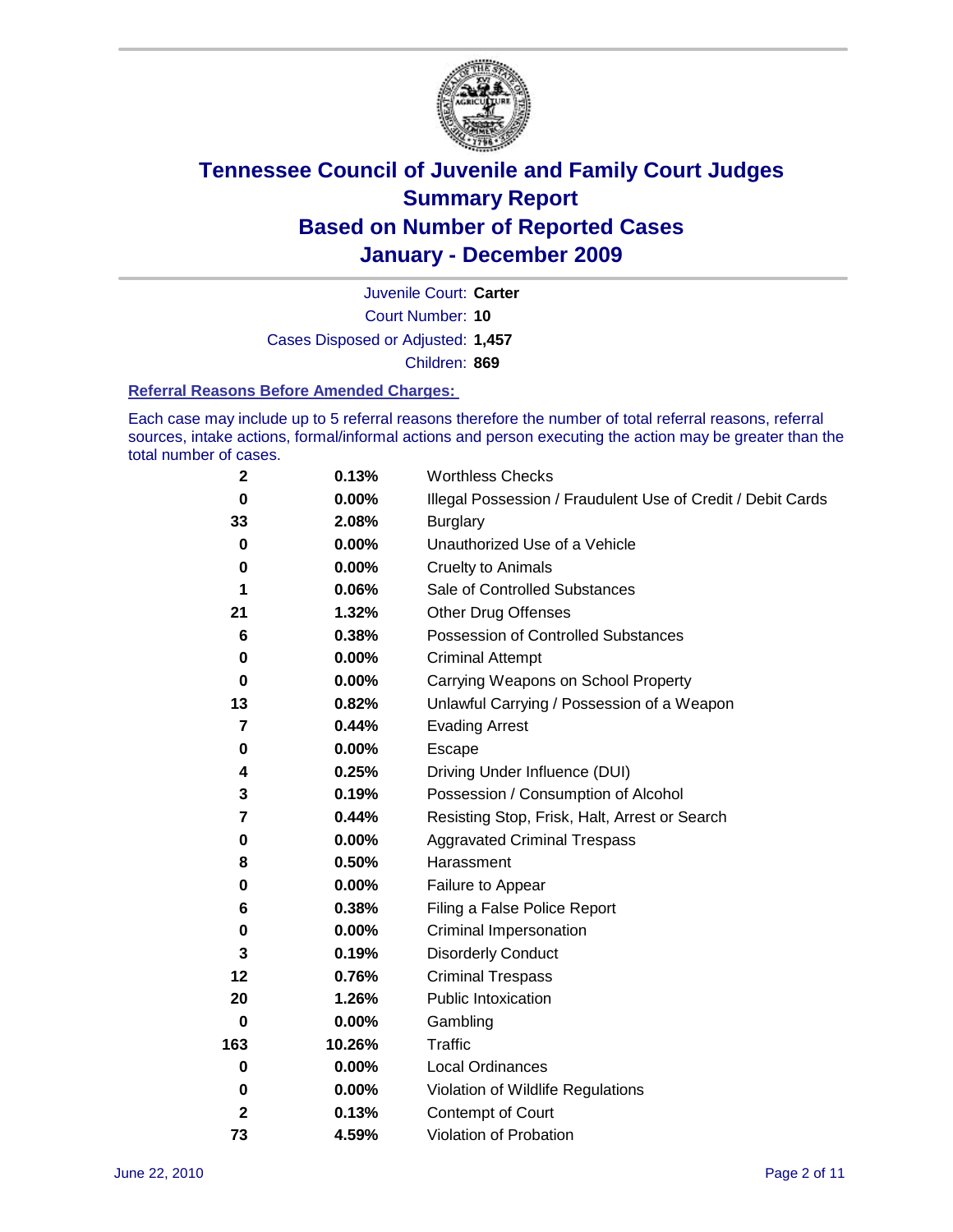# Tennessee Council of Juvenile and Family Court Judges
# Summary Report
# Based on Number of Reported Cases
# January - December 2009

Juvenile Court: **Carter**
Court Number: **10**
Cases Disposed or Adjusted: **1,457**
Children: **869**

### Referral Reasons Before Amended Charges:

Each case may include up to 5 referral reasons therefore the number of total referral reasons, referral sources, intake actions, formal/informal actions and person executing the action may be greater than the total number of cases.

| | | |
|---|---|---|
| 2 | 0.13% | Worthless Checks |
| 0 | 0.00% | Illegal Possession / Fraudulent Use of Credit / Debit Cards |
| 33 | 2.08% | Burglary |
| 0 | 0.00% | Unauthorized Use of a Vehicle |
| 0 | 0.00% | Cruelty to Animals |
| 1 | 0.06% | Sale of Controlled Substances |
| 21 | 1.32% | Other Drug Offenses |
| 6 | 0.38% | Possession of Controlled Substances |
| 0 | 0.00% | Criminal Attempt |
| 0 | 0.00% | Carrying Weapons on School Property |
| 13 | 0.82% | Unlawful Carrying / Possession of a Weapon |
| 7 | 0.44% | Evading Arrest |
| 0 | 0.00% | Escape |
| 4 | 0.25% | Driving Under Influence (DUI) |
| 3 | 0.19% | Possession / Consumption of Alcohol |
| 7 | 0.44% | Resisting Stop, Frisk, Halt, Arrest or Search |
| 0 | 0.00% | Aggravated Criminal Trespass |
| 8 | 0.50% | Harassment |
| 0 | 0.00% | Failure to Appear |
| 6 | 0.38% | Filing a False Police Report |
| 0 | 0.00% | Criminal Impersonation |
| 3 | 0.19% | Disorderly Conduct |
| 12 | 0.76% | Criminal Trespass |
| 20 | 1.26% | Public Intoxication |
| 0 | 0.00% | Gambling |
| 163 | 10.26% | Traffic |
| 0 | 0.00% | Local Ordinances |
| 0 | 0.00% | Violation of Wildlife Regulations |
| 2 | 0.13% | Contempt of Court |
| 73 | 4.59% | Violation of Probation |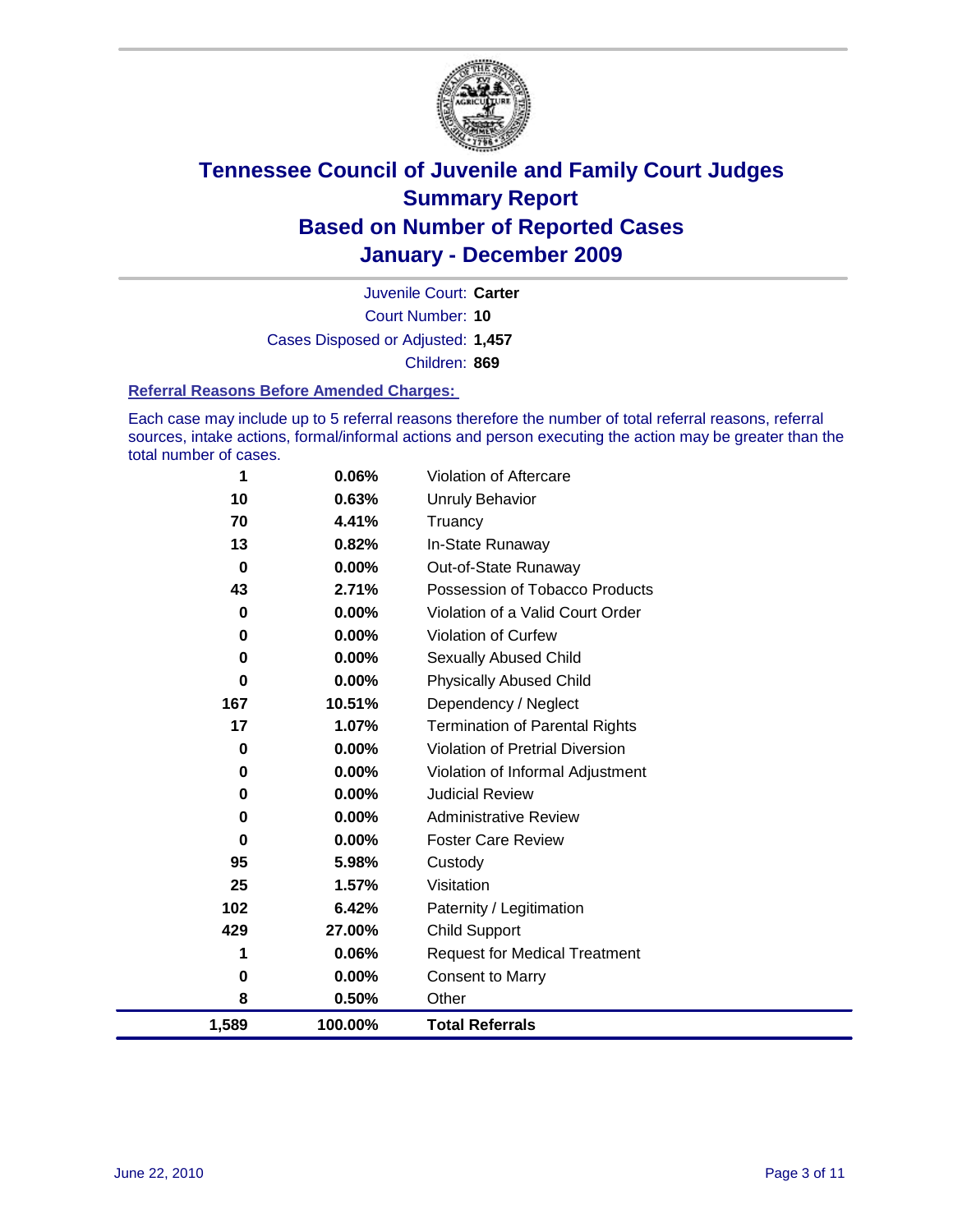# Tennessee Council of Juvenile and Family Court Judges
## Summary Report
## Based on Number of Reported Cases
## January - December 2009

Juvenile Court: **Carter**
Court Number: **10**
Cases Disposed or Adjusted: **1,457**
Children: **869**

### Referral Reasons Before Amended Charges:

Each case may include up to 5 referral reasons therefore the number of total referral reasons, referral sources, intake actions, formal/informal actions and person executing the action may be greater than the total number of cases.

| | | |
|---|---|---|
| 1 | 0.06% | Violation of Aftercare |
| 10 | 0.63% | Unruly Behavior |
| 70 | 4.41% | Truancy |
| 13 | 0.82% | In-State Runaway |
| 0 | 0.00% | Out-of-State Runaway |
| 43 | 2.71% | Possession of Tobacco Products |
| 0 | 0.00% | Violation of a Valid Court Order |
| 0 | 0.00% | Violation of Curfew |
| 0 | 0.00% | Sexually Abused Child |
| 0 | 0.00% | Physically Abused Child |
| 167 | 10.51% | Dependency / Neglect |
| 17 | 1.07% | Termination of Parental Rights |
| 0 | 0.00% | Violation of Pretrial Diversion |
| 0 | 0.00% | Violation of Informal Adjustment |
| 0 | 0.00% | Judicial Review |
| 0 | 0.00% | Administrative Review |
| 0 | 0.00% | Foster Care Review |
| 95 | 5.98% | Custody |
| 25 | 1.57% | Visitation |
| 102 | 6.42% | Paternity / Legitimation |
| 429 | 27.00% | Child Support |
| 1 | 0.06% | Request for Medical Treatment |
| 0 | 0.00% | Consent to Marry |
| 8 | 0.50% | Other |
| **1,589** | **100.00%** | **Total Referrals** |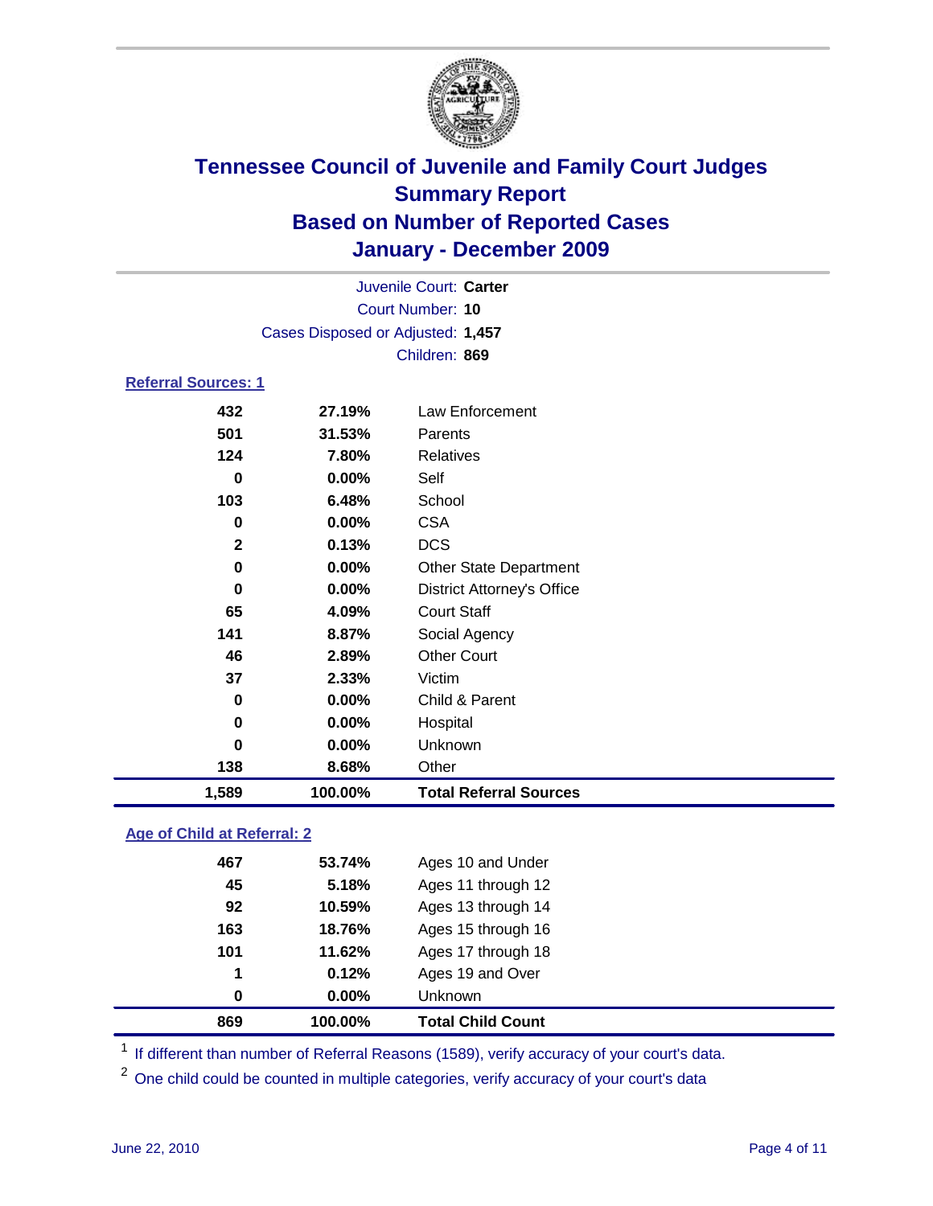# Tennessee Council of Juvenile and Family Court Judges
## Summary Report
## Based on Number of Reported Cases
## January - December 2009

Juvenile Court: **Carter**

Court Number: **10**

Cases Disposed or Adjusted: **1,457**

Children: **869**

### Referral Sources: 1

| | | |
|---|---|---|
| 432 | 27.19% | Law Enforcement |
| 501 | 31.53% | Parents |
| 124 | 7.80% | Relatives |
| 0 | 0.00% | Self |
| 103 | 6.48% | School |
| 0 | 0.00% | CSA |
| 2 | 0.13% | DCS |
| 0 | 0.00% | Other State Department |
| 0 | 0.00% | District Attorney's Office |
| 65 | 4.09% | Court Staff |
| 141 | 8.87% | Social Agency |
| 46 | 2.89% | Other Court |
| 37 | 2.33% | Victim |
| 0 | 0.00% | Child & Parent |
| 0 | 0.00% | Hospital |
| 0 | 0.00% | Unknown |
| 138 | 8.68% | Other |
| **1,589** | **100.00%** | **Total Referral Sources** |

### Age of Child at Referral: 2

| | | |
|---|---|---|
| 467 | 53.74% | Ages 10 and Under |
| 45 | 5.18% | Ages 11 through 12 |
| 92 | 10.59% | Ages 13 through 14 |
| 163 | 18.76% | Ages 15 through 16 |
| 101 | 11.62% | Ages 17 through 18 |
| 1 | 0.12% | Ages 19 and Over |
| 0 | 0.00% | Unknown |
| **869** | **100.00%** | **Total Child Count** |

[1] If different than number of Referral Reasons (1589), verify accuracy of your court's data.

[2] One child could be counted in multiple categories, verify accuracy of your court's data

June 22, 2010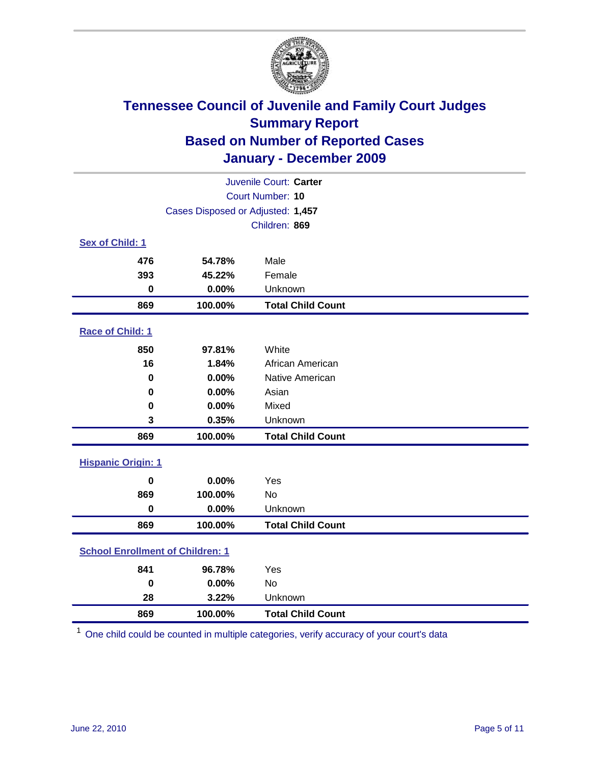# Tennessee Council of Juvenile and Family Court Judges
## Summary Report
## Based on Number of Reported Cases
## January - December 2009

Juvenile Court: **Carter**

Court Number: **10**

Cases Disposed or Adjusted: **1,457**

Children: **869**

### Sex of Child: 1

| Count | Percent | Category |
|---|---|---|
| 476 | 54.78% | Male |
| 393 | 45.22% | Female |
| 0 | 0.00% | Unknown |
| **869** | **100.00%** | **Total Child Count** |

### Race of Child: 1

| Count | Percent | Category |
|---|---|---|
| 850 | 97.81% | White |
| 16 | 1.84% | African American |
| 0 | 0.00% | Native American |
| 0 | 0.00% | Asian |
| 0 | 0.00% | Mixed |
| 3 | 0.35% | Unknown |
| **869** | **100.00%** | **Total Child Count** |

### Hispanic Origin: 1

| Count | Percent | Category |
|---|---|---|
| 0 | 0.00% | Yes |
| 869 | 100.00% | No |
| 0 | 0.00% | Unknown |
| **869** | **100.00%** | **Total Child Count** |

### School Enrollment of Children: 1

| Count | Percent | Category |
|---|---|---|
| 841 | 96.78% | Yes |
| 0 | 0.00% | No |
| 28 | 3.22% | Unknown |
| **869** | **100.00%** | **Total Child Count** |

[1] One child could be counted in multiple categories, verify accuracy of your court's data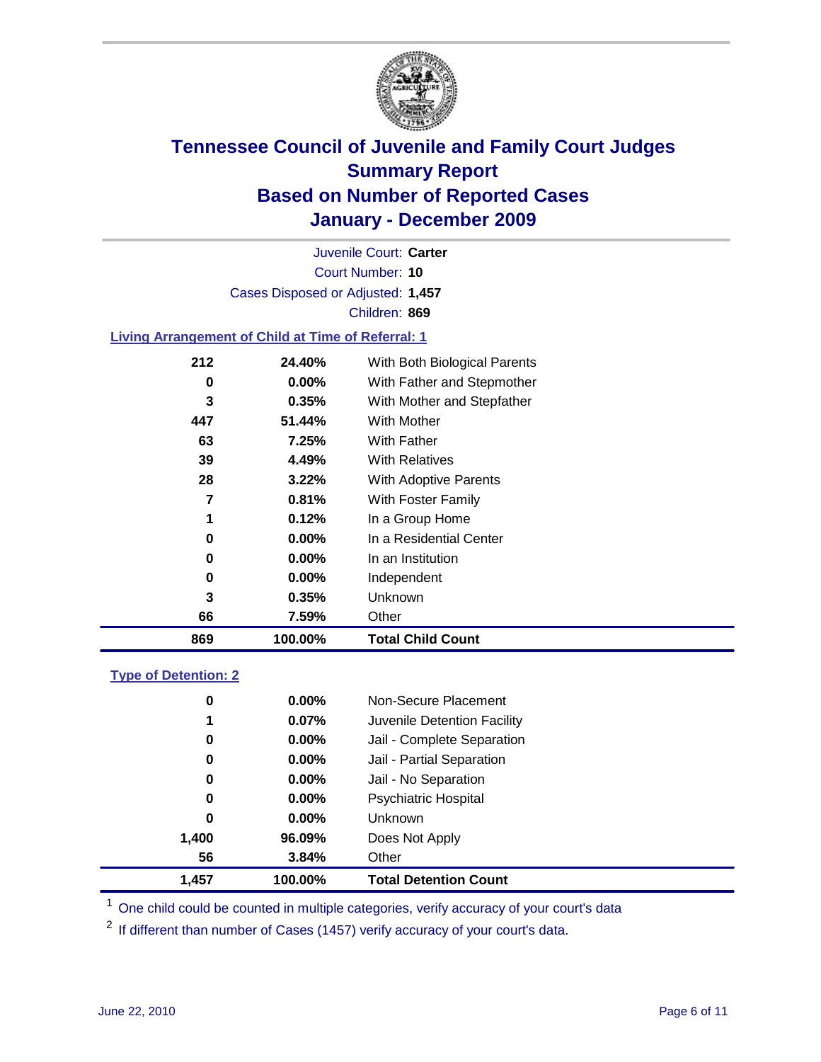# Tennessee Council of Juvenile and Family Court Judges
## Summary Report
## Based on Number of Reported Cases
## January - December 2009

Juvenile Court: **Carter**

Court Number: **10**

Cases Disposed or Adjusted: **1,457**

Children: **869**

### Living Arrangement of Child at Time of Referral: 1

| Count | Percent | Category |
|---|---|---|
| 212 | 24.40% | With Both Biological Parents |
| 0 | 0.00% | With Father and Stepmother |
| 3 | 0.35% | With Mother and Stepfather |
| 447 | 51.44% | With Mother |
| 63 | 7.25% | With Father |
| 39 | 4.49% | With Relatives |
| 28 | 3.22% | With Adoptive Parents |
| 7 | 0.81% | With Foster Family |
| 1 | 0.12% | In a Group Home |
| 0 | 0.00% | In a Residential Center |
| 0 | 0.00% | In an Institution |
| 0 | 0.00% | Independent |
| 3 | 0.35% | Unknown |
| 66 | 7.59% | Other |
| **869** | **100.00%** | **Total Child Count** |

### Type of Detention: 2

| Count | Percent | Category |
|---|---|---|
| 0 | 0.00% | Non-Secure Placement |
| 1 | 0.07% | Juvenile Detention Facility |
| 0 | 0.00% | Jail - Complete Separation |
| 0 | 0.00% | Jail - Partial Separation |
| 0 | 0.00% | Jail - No Separation |
| 0 | 0.00% | Psychiatric Hospital |
| 0 | 0.00% | Unknown |
| 1,400 | 96.09% | Does Not Apply |
| 56 | 3.84% | Other |
| **1,457** | **100.00%** | **Total Detention Count** |

[1] One child could be counted in multiple categories, verify accuracy of your court's data

[2] If different than number of Cases (1457) verify accuracy of your court's data.

June 22, 2010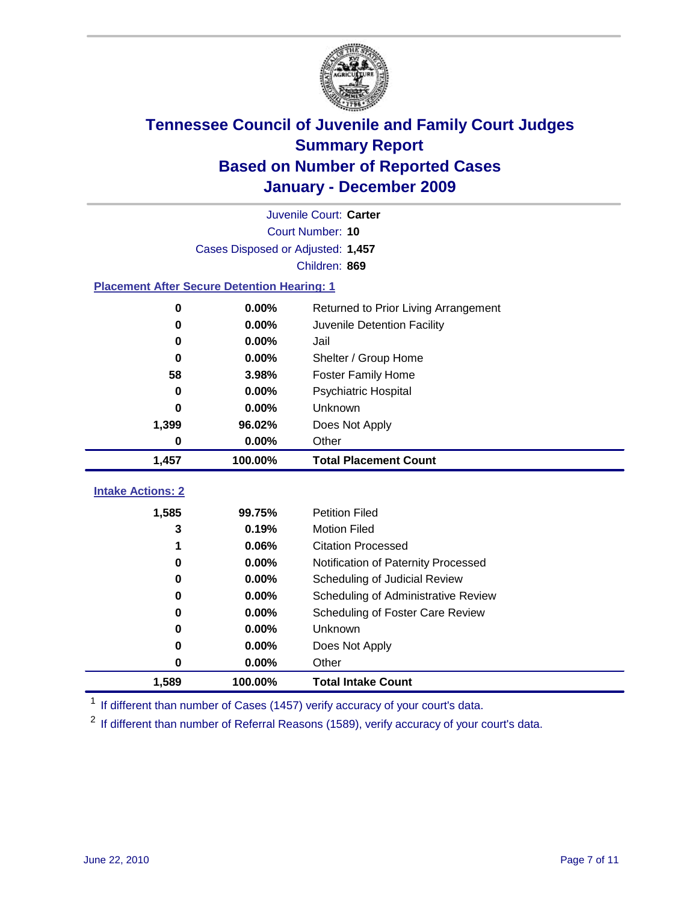# Tennessee Council of Juvenile and Family Court Judges
## Summary Report
## Based on Number of Reported Cases
## January - December 2009

Juvenile Court: **Carter**
Court Number: **10**
Cases Disposed or Adjusted: **1,457**
Children: **869**

### Placement After Secure Detention Hearing: 1

| | | |
|---|---|---|
| 0 | 0.00% | Returned to Prior Living Arrangement |
| 0 | 0.00% | Juvenile Detention Facility |
| 0 | 0.00% | Jail |
| 0 | 0.00% | Shelter / Group Home |
| 58 | 3.98% | Foster Family Home |
| 0 | 0.00% | Psychiatric Hospital |
| 0 | 0.00% | Unknown |
| 1,399 | 96.02% | Does Not Apply |
| 0 | 0.00% | Other |
| **1,457** | **100.00%** | **Total Placement Count** |

### Intake Actions: 2

| | | |
|---|---|---|
| 1,585 | 99.75% | Petition Filed |
| 3 | 0.19% | Motion Filed |
| 1 | 0.06% | Citation Processed |
| 0 | 0.00% | Notification of Paternity Processed |
| 0 | 0.00% | Scheduling of Judicial Review |
| 0 | 0.00% | Scheduling of Administrative Review |
| 0 | 0.00% | Scheduling of Foster Care Review |
| 0 | 0.00% | Unknown |
| 0 | 0.00% | Does Not Apply |
| 0 | 0.00% | Other |
| **1,589** | **100.00%** | **Total Intake Count** |

[1] If different than number of Cases (1457) verify accuracy of your court's data.

[2] If different than number of Referral Reasons (1589), verify accuracy of your court's data.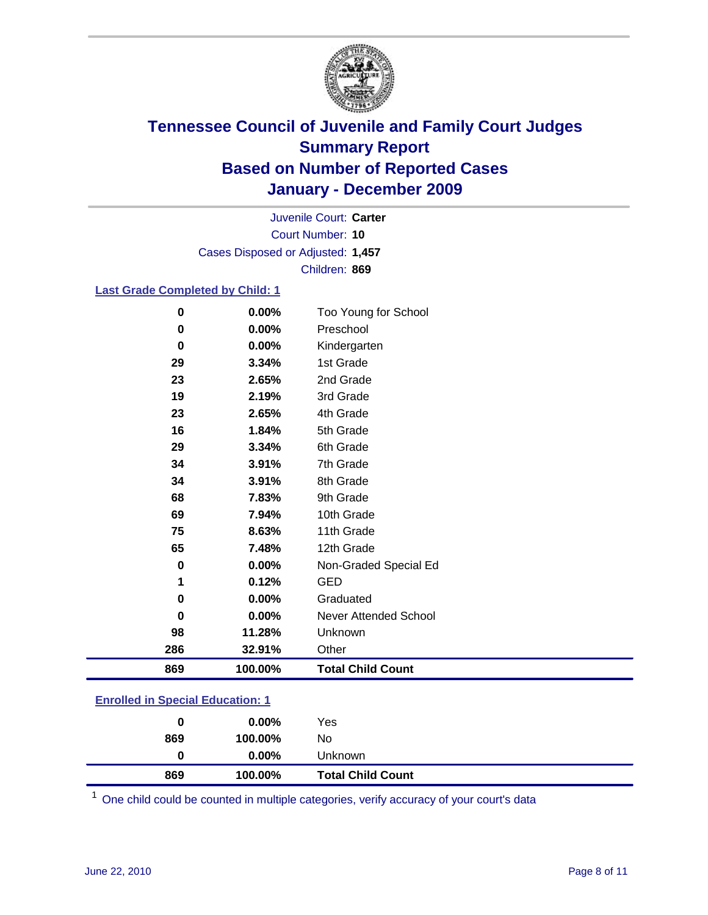# Tennessee Council of Juvenile and Family Court Judges
## Summary Report
## Based on Number of Reported Cases
## January - December 2009

Juvenile Court: **Carter**
Court Number: **10**
Cases Disposed or Adjusted: **1,457**
Children: **869**

### Last Grade Completed by Child: 1

| Count | Percent | Category |
|---|---|---|
| 0 | 0.00% | Too Young for School |
| 0 | 0.00% | Preschool |
| 0 | 0.00% | Kindergarten |
| 29 | 3.34% | 1st Grade |
| 23 | 2.65% | 2nd Grade |
| 19 | 2.19% | 3rd Grade |
| 23 | 2.65% | 4th Grade |
| 16 | 1.84% | 5th Grade |
| 29 | 3.34% | 6th Grade |
| 34 | 3.91% | 7th Grade |
| 34 | 3.91% | 8th Grade |
| 68 | 7.83% | 9th Grade |
| 69 | 7.94% | 10th Grade |
| 75 | 8.63% | 11th Grade |
| 65 | 7.48% | 12th Grade |
| 0 | 0.00% | Non-Graded Special Ed |
| 1 | 0.12% | GED |
| 0 | 0.00% | Graduated |
| 0 | 0.00% | Never Attended School |
| 98 | 11.28% | Unknown |
| 286 | 32.91% | Other |
| **869** | **100.00%** | **Total Child Count** |

### Enrolled in Special Education: 1

| Count | Percent | Category |
|---|---|---|
| 0 | 0.00% | Yes |
| 869 | 100.00% | No |
| 0 | 0.00% | Unknown |
| **869** | **100.00%** | **Total Child Count** |

[1] One child could be counted in multiple categories, verify accuracy of your court's data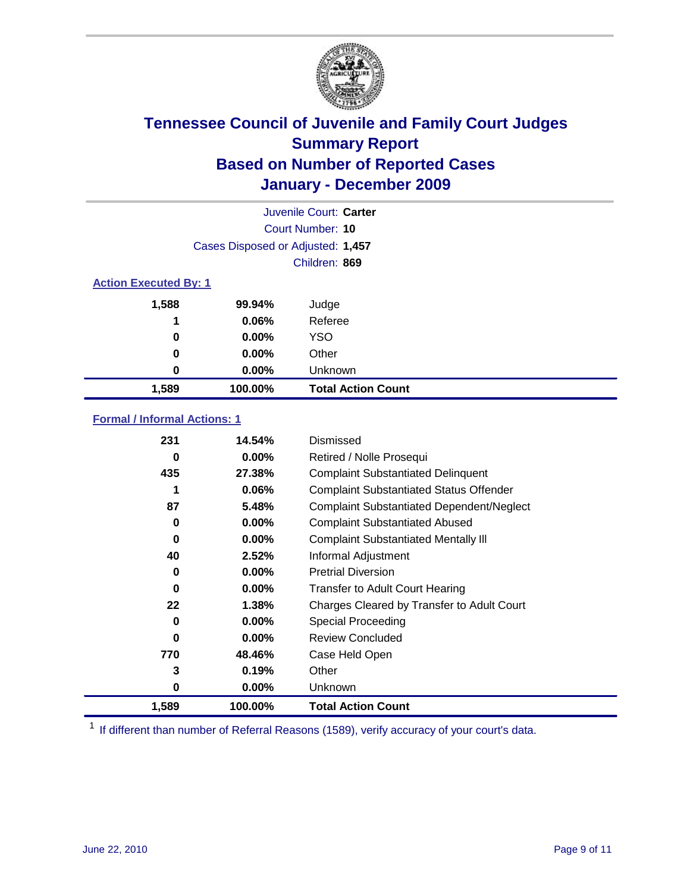# Tennessee Council of Juvenile and Family Court Judges
## Summary Report
## Based on Number of Reported Cases
## January - December 2009

Juvenile Court: **Carter**
Court Number: **10**
Cases Disposed or Adjusted: **1,457**
Children: **869**

### Action Executed By: 1

| | | |
|---|---|---|
| 1,588 | 99.94% | Judge |
| 1 | 0.06% | Referee |
| 0 | 0.00% | YSO |
| 0 | 0.00% | Other |
| 0 | 0.00% | Unknown |
| **1,589** | **100.00%** | **Total Action Count** |

### Formal / Informal Actions: 1

| | | |
|---|---|---|
| 231 | 14.54% | Dismissed |
| 0 | 0.00% | Retired / Nolle Prosequi |
| 435 | 27.38% | Complaint Substantiated Delinquent |
| 1 | 0.06% | Complaint Substantiated Status Offender |
| 87 | 5.48% | Complaint Substantiated Dependent/Neglect |
| 0 | 0.00% | Complaint Substantiated Abused |
| 0 | 0.00% | Complaint Substantiated Mentally Ill |
| 40 | 2.52% | Informal Adjustment |
| 0 | 0.00% | Pretrial Diversion |
| 0 | 0.00% | Transfer to Adult Court Hearing |
| 22 | 1.38% | Charges Cleared by Transfer to Adult Court |
| 0 | 0.00% | Special Proceeding |
| 0 | 0.00% | Review Concluded |
| 770 | 48.46% | Case Held Open |
| 3 | 0.19% | Other |
| 0 | 0.00% | Unknown |
| **1,589** | **100.00%** | **Total Action Count** |

[1] If different than number of Referral Reasons (1589), verify accuracy of your court's data.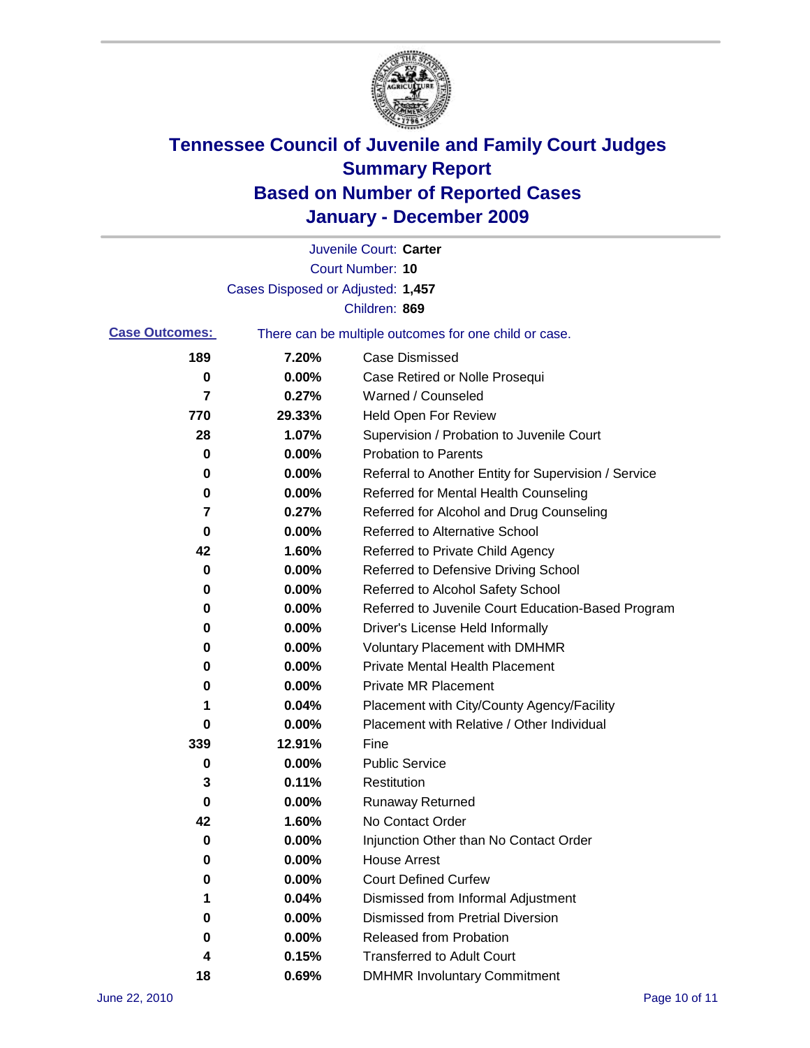# Tennessee Council of Juvenile and Family Court Judges
## Summary Report
## Based on Number of Reported Cases
## January - December 2009

Juvenile Court: **Carter**

Court Number: **10**

Cases Disposed or Adjusted: **1,457**

Children: **869**

**Case Outcomes:** There can be multiple outcomes for one child or case.

| Count | Percent | Outcome |
|---|---|---|
| 189 | 7.20% | Case Dismissed |
| 0 | 0.00% | Case Retired or Nolle Prosequi |
| 7 | 0.27% | Warned / Counseled |
| 770 | 29.33% | Held Open For Review |
| 28 | 1.07% | Supervision / Probation to Juvenile Court |
| 0 | 0.00% | Probation to Parents |
| 0 | 0.00% | Referral to Another Entity for Supervision / Service |
| 0 | 0.00% | Referred for Mental Health Counseling |
| 7 | 0.27% | Referred for Alcohol and Drug Counseling |
| 0 | 0.00% | Referred to Alternative School |
| 42 | 1.60% | Referred to Private Child Agency |
| 0 | 0.00% | Referred to Defensive Driving School |
| 0 | 0.00% | Referred to Alcohol Safety School |
| 0 | 0.00% | Referred to Juvenile Court Education-Based Program |
| 0 | 0.00% | Driver's License Held Informally |
| 0 | 0.00% | Voluntary Placement with DMHMR |
| 0 | 0.00% | Private Mental Health Placement |
| 0 | 0.00% | Private MR Placement |
| 1 | 0.04% | Placement with City/County Agency/Facility |
| 0 | 0.00% | Placement with Relative / Other Individual |
| 339 | 12.91% | Fine |
| 0 | 0.00% | Public Service |
| 3 | 0.11% | Restitution |
| 0 | 0.00% | Runaway Returned |
| 42 | 1.60% | No Contact Order |
| 0 | 0.00% | Injunction Other than No Contact Order |
| 0 | 0.00% | House Arrest |
| 0 | 0.00% | Court Defined Curfew |
| 1 | 0.04% | Dismissed from Informal Adjustment |
| 0 | 0.00% | Dismissed from Pretrial Diversion |
| 0 | 0.00% | Released from Probation |
| 4 | 0.15% | Transferred to Adult Court |
| 18 | 0.69% | DMHMR Involuntary Commitment |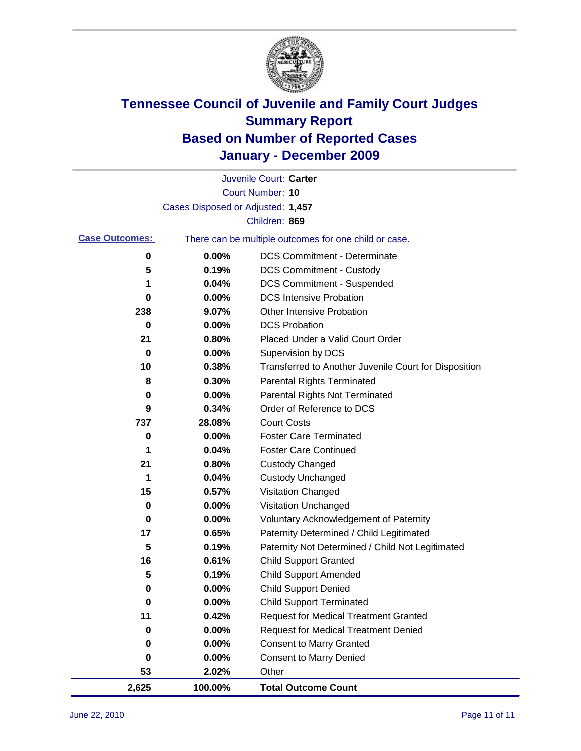# Tennessee Council of Juvenile and Family Court Judges
## Summary Report
## Based on Number of Reported Cases
## January - December 2009

Juvenile Court: **Carter**

Court Number: **10**

Cases Disposed or Adjusted: **1,457**

Children: **869**

**Case Outcomes:** There can be multiple outcomes for one child or case.

| | | |
|---|---|---|
| 0 | 0.00% | DCS Commitment - Determinate |
| 5 | 0.19% | DCS Commitment - Custody |
| 1 | 0.04% | DCS Commitment - Suspended |
| 0 | 0.00% | DCS Intensive Probation |
| 238 | 9.07% | Other Intensive Probation |
| 0 | 0.00% | DCS Probation |
| 21 | 0.80% | Placed Under a Valid Court Order |
| 0 | 0.00% | Supervision by DCS |
| 10 | 0.38% | Transferred to Another Juvenile Court for Disposition |
| 8 | 0.30% | Parental Rights Terminated |
| 0 | 0.00% | Parental Rights Not Terminated |
| 9 | 0.34% | Order of Reference to DCS |
| 737 | 28.08% | Court Costs |
| 0 | 0.00% | Foster Care Terminated |
| 1 | 0.04% | Foster Care Continued |
| 21 | 0.80% | Custody Changed |
| 1 | 0.04% | Custody Unchanged |
| 15 | 0.57% | Visitation Changed |
| 0 | 0.00% | Visitation Unchanged |
| 0 | 0.00% | Voluntary Acknowledgement of Paternity |
| 17 | 0.65% | Paternity Determined / Child Legitimated |
| 5 | 0.19% | Paternity Not Determined / Child Not Legitimated |
| 16 | 0.61% | Child Support Granted |
| 5 | 0.19% | Child Support Amended |
| 0 | 0.00% | Child Support Denied |
| 0 | 0.00% | Child Support Terminated |
| 11 | 0.42% | Request for Medical Treatment Granted |
| 0 | 0.00% | Request for Medical Treatment Denied |
| 0 | 0.00% | Consent to Marry Granted |
| 0 | 0.00% | Consent to Marry Denied |
| 53 | 2.02% | Other |
| **2,625** | **100.00%** | **Total Outcome Count** |